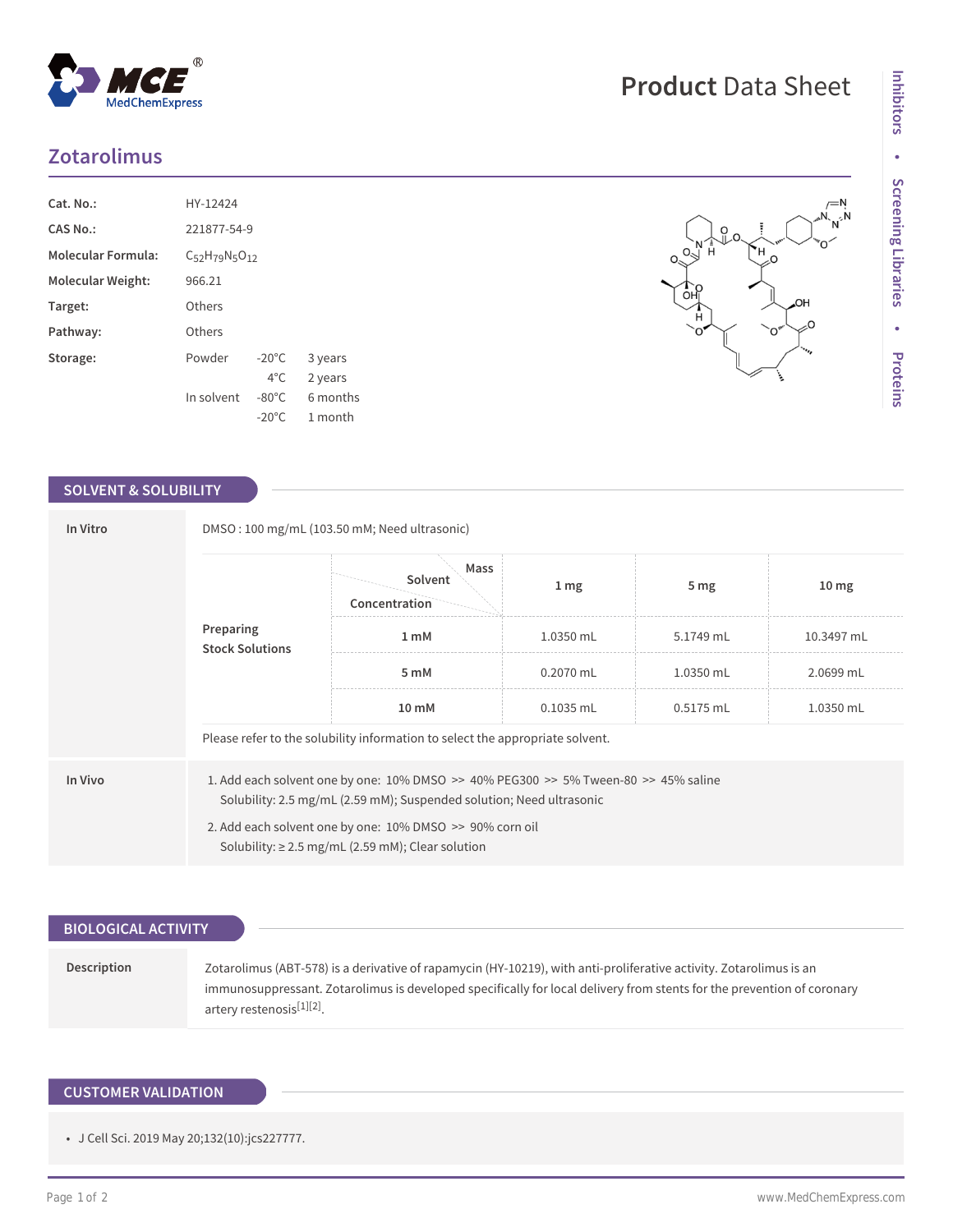# Product Data Sheet

## Zotarolimus

| | | | |
|---|---|---|---|
| **Cat. No.:** | HY-12424 | | |
| **CAS No.:** | 221877-54-9 | | |
| **Molecular Formula:** | $C_{52}H_{79}N_5O_{12}$ | | |
| **Molecular Weight:** | 966.21 | | |
| **Target:** | Others | | |
| **Pathway:** | Others | | |
| **Storage:** | Powder | -20°C | 3 years |
| | | 4°C | 2 years |
| | In solvent | -80°C | 6 months |
| | | -20°C | 1 month |

## SOLVENT & SOLUBILITY

**In Vitro**

DMSO : 100 mg/mL (103.50 mM; Need ultrasonic)

**Preparing Stock Solutions**

| Solvent Concentration / Mass | 1 mg | 5 mg | 10 mg |
|---|---|---|---|
| 1 mM | 1.0350 mL | 5.1749 mL | 10.3497 mL |
| 5 mM | 0.2070 mL | 1.0350 mL | 2.0699 mL |
| 10 mM | 0.1035 mL | 0.5175 mL | 1.0350 mL |

Please refer to the solubility information to select the appropriate solvent.

**In Vivo**

1. Add each solvent one by one: 10% DMSO >> 40% PEG300 >> 5% Tween-80 >> 45% saline
   Solubility: 2.5 mg/mL (2.59 mM); Suspended solution; Need ultrasonic
2. Add each solvent one by one: 10% DMSO >> 90% corn oil
   Solubility: ≥ 2.5 mg/mL (2.59 mM); Clear solution

## BIOLOGICAL ACTIVITY

**Description**

Zotarolimus (ABT-578) is a derivative of rapamycin (HY-10219), with anti-proliferative activity. Zotarolimus is an immunosuppressant. Zotarolimus is developed specifically for local delivery from stents for the prevention of coronary artery restenosis[1][2].

## CUSTOMER VALIDATION

- J Cell Sci. 2019 May 20;132(10):jcs227777.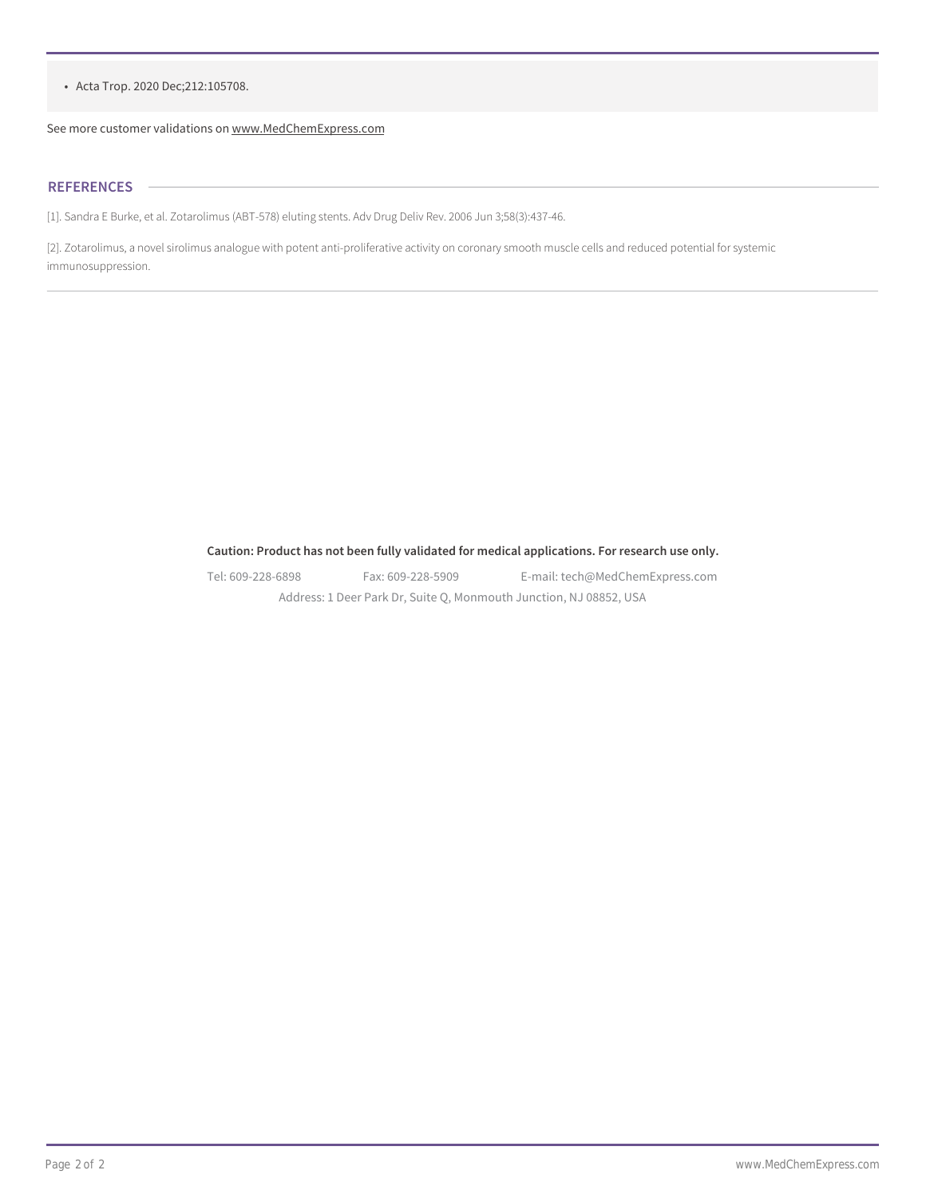- Acta Trop. 2020 Dec;212:105708.

See more customer validations on www.MedChemExpress.com

## REFERENCES

[1]. Sandra E Burke, et al. Zotarolimus (ABT-578) eluting stents. Adv Drug Deliv Rev. 2006 Jun 3;58(3):437-46.

[2]. Zotarolimus, a novel sirolimus analogue with potent anti-proliferative activity on coronary smooth muscle cells and reduced potential for systemic immunosuppression.

**Caution: Product has not been fully validated for medical applications. For research use only.**

Tel: 609-228-6898 Fax: 609-228-5909 E-mail: tech@MedChemExpress.com

Address: 1 Deer Park Dr, Suite Q, Monmouth Junction, NJ 08852, USA